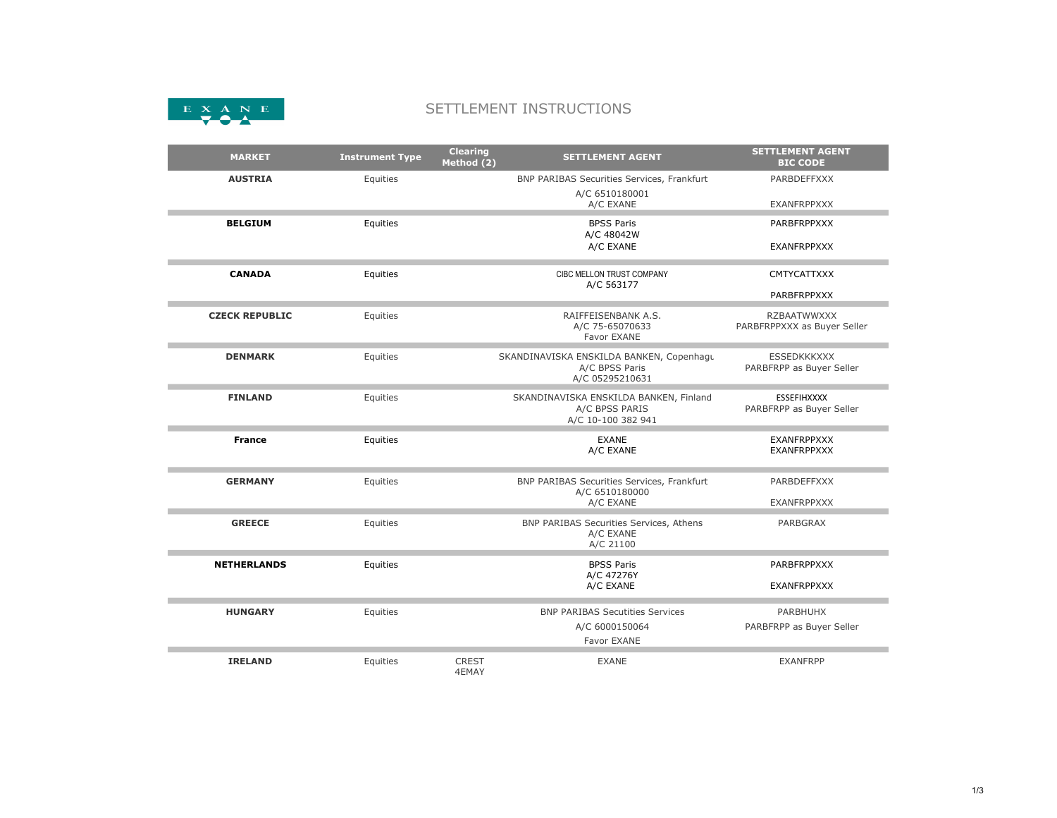# SETTLEMENT INSTRUCTIONS

| MARKET | Instrument Type | Clearing Method (2) | SETTLEMENT AGENT | SETTLEMENT AGENT BIC CODE |
|---|---|---|---|---|
| **AUSTRIA** | Equities | | BNP PARIBAS Securities Services, Frankfurt<br>A/C 6510180001<br>A/C EXANE | PARBDEFFXXX<br>EXANFRPPXXX |
| **BELGIUM** | Equities | | BPSS Paris<br>A/C 48042W<br>A/C EXANE | PARBFRPPXXX<br>EXANFRPPXXX |
| **CANADA** | Equities | | CIBC MELLON TRUST COMPANY<br>A/C 563177 | CMTYCATTXXX<br>PARBFRPPXXX |
| **CZECK REPUBLIC** | Equities | | RAIFFEISENBANK A.S.<br>A/C 75-65070633<br>Favor EXANE | RZBAATWWXXX<br>PARBFRPPXXX as Buyer Seller |
| **DENMARK** | Equities | | SKANDINAVISKA ENSKILDA BANKEN, Copenhagu<br>A/C BPSS Paris<br>A/C 05295210631 | ESSEDKKKXXX<br>PARBFRPP as Buyer Seller |
| **FINLAND** | Equities | | SKANDINAVISKA ENSKILDA BANKEN, Finland<br>A/C BPSS PARIS<br>A/C 10-100 382 941 | ESSEFIHXXXX<br>PARBFRPP as Buyer Seller |
| **France** | Equities | | EXANE<br>A/C EXANE | EXANFRPPXXX<br>EXANFRPPXXX |
| **GERMANY** | Equities | | BNP PARIBAS Securities Services, Frankfurt<br>A/C 6510180000<br>A/C EXANE | PARBDEFFXXX<br>EXANFRPPXXX |
| **GREECE** | Equities | | BNP PARIBAS Securities Services, Athens<br>A/C EXANE<br>A/C 21100 | PARBGRAX |
| **NETHERLANDS** | Equities | | BPSS Paris<br>A/C 47276Y<br>A/C EXANE | PARBFRPPXXX<br>EXANFRPPXXX |
| **HUNGARY** | Equities | | BNP PARIBAS Secutities Services<br>A/C 6000150064<br>Favor EXANE | PARBHUHX<br>PARBFRPP as Buyer Seller |
| **IRELAND** | Equities | CREST<br>4EMAY | EXANE | EXANFRPP |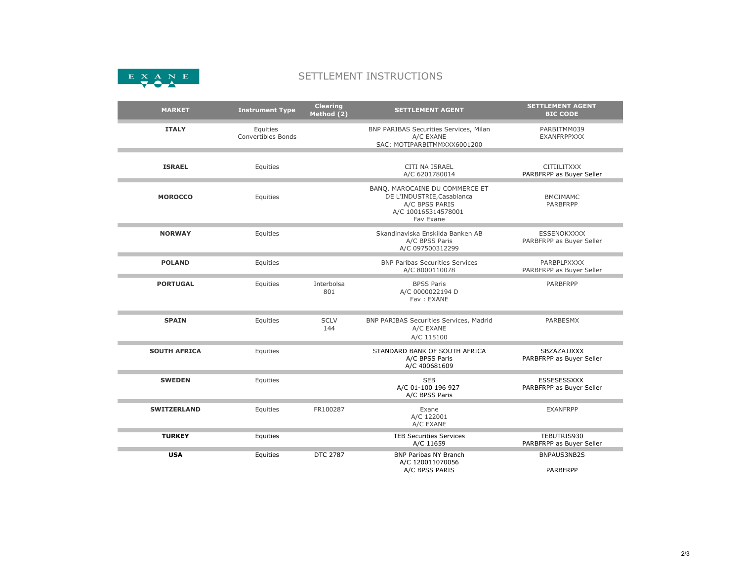# SETTLEMENT INSTRUCTIONS

| MARKET | Instrument Type | Clearing Method (2) | SETTLEMENT AGENT | SETTLEMENT AGENT BIC CODE |
|---|---|---|---|---|
| **ITALY** | Equities<br>Convertibles Bonds | | BNP PARIBAS Securities Services, Milan<br>A/C EXANE<br>SAC: MOTIPARBITMMXXX6001200 | PARBITMM039<br>EXANFRPPXXX |
| **ISRAEL** | Equities | | CITI NA ISRAEL<br>A/C 6201780014 | CITIILITXXX<br>PARBFRPP as Buyer Seller |
| **MOROCCO** | Equities | | BANQ. MAROCAINE DU COMMERCE ET DE L'INDUSTRIE,Casablanca<br>A/C BPSS PARIS<br>A/C 100165314578001<br>Fav Exane | BMCIMAMC<br>PARBFRPP |
| **NORWAY** | Equities | | Skandinaviska Enskilda Banken AB<br>A/C BPSS Paris<br>A/C 097500312299 | ESSENOKXXXX<br>PARBFRPP as Buyer Seller |
| **POLAND** | Equities | | BNP Paribas Securities Services<br>A/C 8000110078 | PARBPLPXXXX<br>PARBFRPP as Buyer Seller |
| **PORTUGAL** | Equities | Interbolsa<br>801 | BPSS Paris<br>A/C 0000022194 D<br>Fav : EXANE | PARBFRPP |
| **SPAIN** | Equities | SCLV<br>144 | BNP PARIBAS Securities Services, Madrid<br>A/C EXANE<br>A/C 115100 | PARBESMX |
| **SOUTH AFRICA** | Equities | | STANDARD BANK OF SOUTH AFRICA<br>A/C BPSS Paris<br>A/C 400681609 | SBZAZAJJXXX<br>PARBFRPP as Buyer Seller |
| **SWEDEN** | Equities | | SEB<br>A/C 01-100 196 927<br>A/C BPSS Paris | ESSESESSXXX<br>PARBFRPP as Buyer Seller |
| **SWITZERLAND** | Equities | FR100287 | Exane<br>A/C 122001<br>A/C EXANE | EXANFRPP |
| **TURKEY** | Equities | | TEB Securities Services<br>A/C 11659 | TEBUTRIS930<br>PARBFRPP as Buyer Seller |
| **USA** | Equities | DTC 2787 | BNP Paribas NY Branch<br>A/C 120011070056<br>A/C BPSS PARIS | BNPAUS3NB2S<br>PARBFRPP |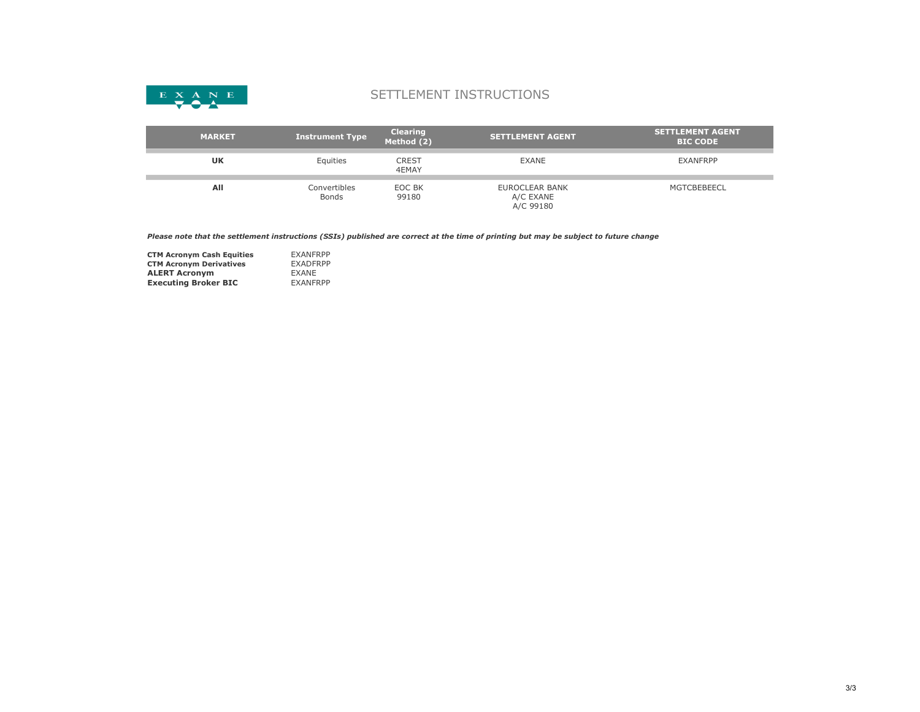# SETTLEMENT INSTRUCTIONS

| MARKET | Instrument Type | Clearing Method (2) | SETTLEMENT AGENT | SETTLEMENT AGENT BIC CODE |
|---|---|---|---|---|
| **UK** | Equities | CREST 4EMAY | EXANE | EXANFRPP |
| **All** | Convertibles Bonds | EOC BK 99180 | EUROCLEAR BANK A/C EXANE A/C 99180 | MGTCBEBEECL |

***Please note that the settlement instructions (SSIs) published are correct at the time of printing but may be subject to future change***

| | |
|---|---|
| **CTM Acronym Cash Equities** | EXANFRPP |
| **CTM Acronym Derivatives** | EXADFRPP |
| **ALERT Acronym** | EXANE |
| **Executing Broker BIC** | EXANFRPP |